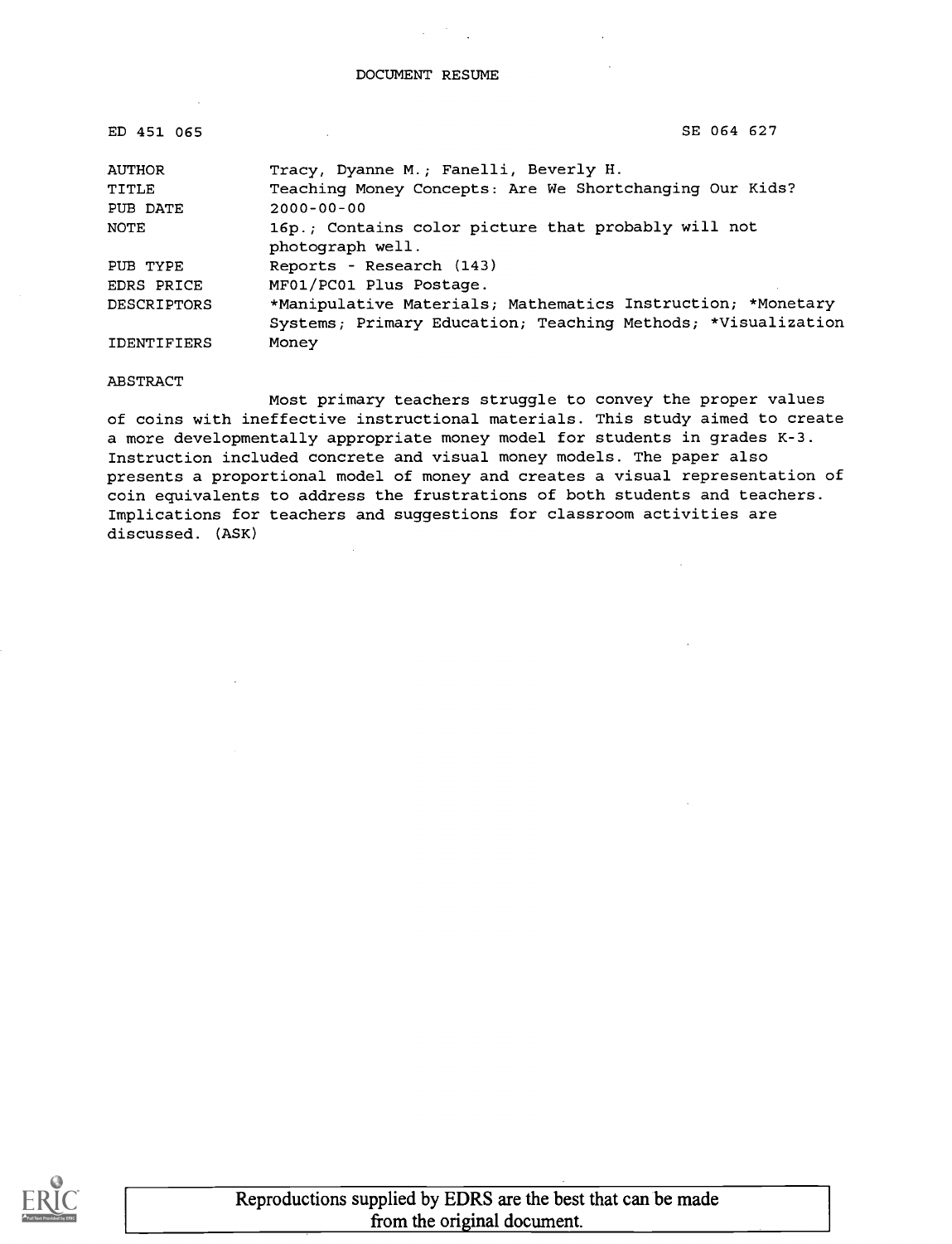DOCUMENT RESUME

| | | |
|---|---|---|
| ED 451 065 | | SE 064 627 |
| AUTHOR | Tracy, Dyanne M.; Fanelli, Beverly H. | |
| TITLE | Teaching Money Concepts: Are We Shortchanging Our Kids? | |
| PUB DATE | 2000-00-00 | |
| NOTE | 16p.; Contains color picture that probably will not photograph well. | |
| PUB TYPE | Reports - Research (143) | |
| EDRS PRICE | MF01/PC01 Plus Postage. | |
| DESCRIPTORS | *Manipulative Materials; Mathematics Instruction; *Monetary Systems; Primary Education; Teaching Methods; *Visualization | |
| IDENTIFIERS | Money | |

ABSTRACT

Most primary teachers struggle to convey the proper values of coins with ineffective instructional materials. This study aimed to create a more developmentally appropriate money model for students in grades K-3. Instruction included concrete and visual money models. The paper also presents a proportional model of money and creates a visual representation of coin equivalents to address the frustrations of both students and teachers. Implications for teachers and suggestions for classroom activities are discussed. (ASK)

Reproductions supplied by EDRS are the best that can be made from the original document.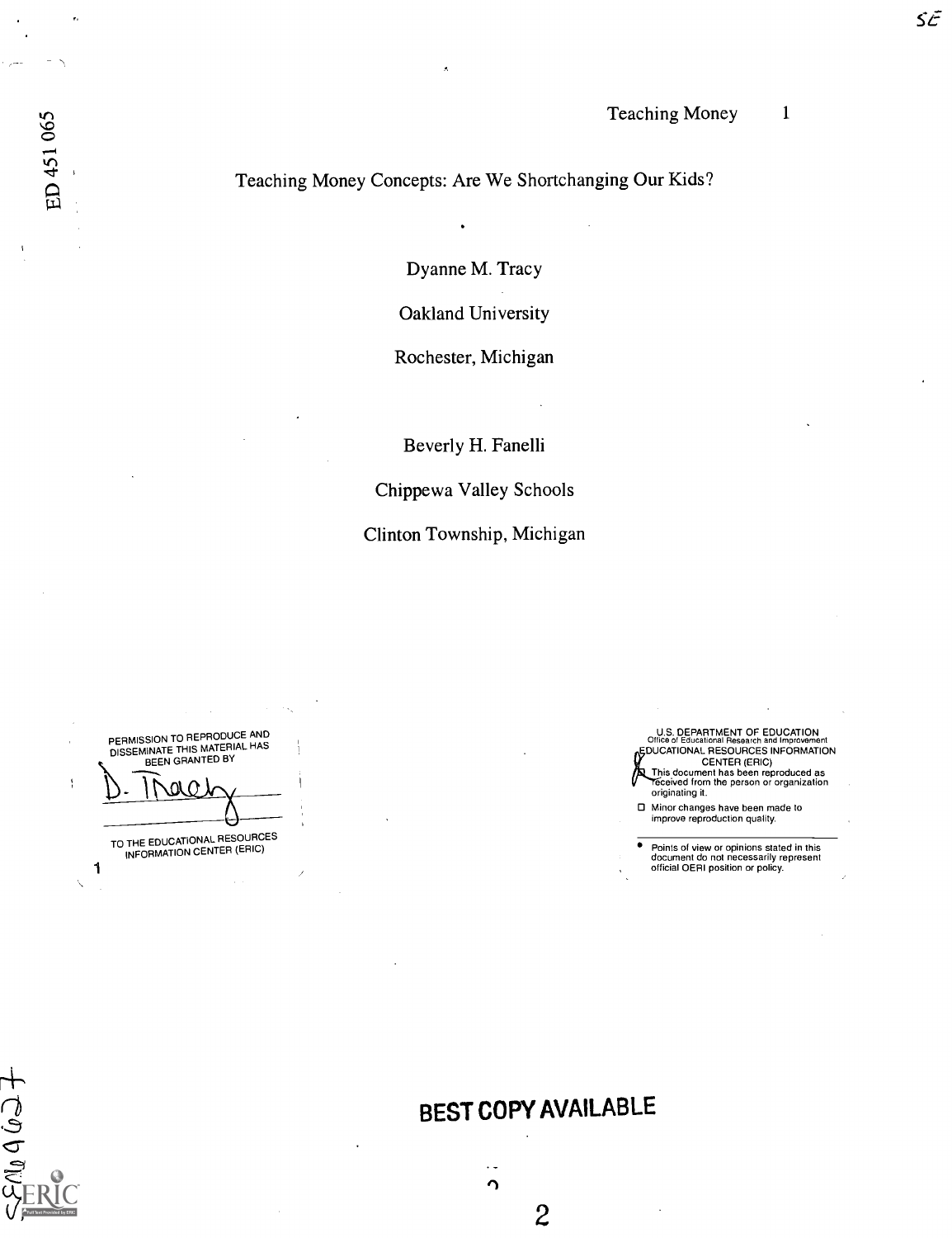# Teaching Money Concepts: Are We Shortchanging Our Kids?

Dyanne M. Tracy

Oakland University

Rochester, Michigan

Beverly H. Fanelli

Chippewa Valley Schools

Clinton Township, Michigan

PERMISSION TO REPRODUCE AND DISSEMINATE THIS MATERIAL HAS BEEN GRANTED BY

D. Tracy

TO THE EDUCATIONAL RESOURCES INFORMATION CENTER (ERIC)

U.S. DEPARTMENT OF EDUCATION
Office of Educational Research and Improvement
EDUCATIONAL RESOURCES INFORMATION CENTER (ERIC)

- [x] This document has been reproduced as received from the person or organization originating it.
- [ ] Minor changes have been made to improve reproduction quality.

- Points of view or opinions stated in this document do not necessarily represent official OERI position or policy.

BEST COPY AVAILABLE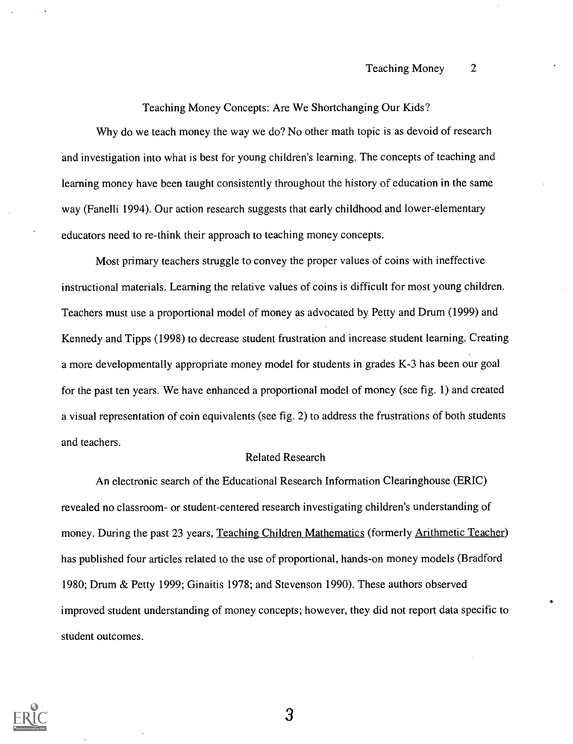## Teaching Money Concepts: Are We Shortchanging Our Kids?

Why do we teach money the way we do? No other math topic is as devoid of research and investigation into what is best for young children's learning. The concepts of teaching and learning money have been taught consistently throughout the history of education in the same way (Fanelli 1994). Our action research suggests that early childhood and lower-elementary educators need to re-think their approach to teaching money concepts.

Most primary teachers struggle to convey the proper values of coins with ineffective instructional materials. Learning the relative values of coins is difficult for most young children. Teachers must use a proportional model of money as advocated by Petty and Drum (1999) and Kennedy and Tipps (1998) to decrease student frustration and increase student learning. Creating a more developmentally appropriate money model for students in grades K-3 has been our goal for the past ten years. We have enhanced a proportional model of money (see fig. 1) and created a visual representation of coin equivalents (see fig. 2) to address the frustrations of both students and teachers.

### Related Research

An electronic search of the Educational Research Information Clearinghouse (ERIC) revealed no classroom- or student-centered research investigating children's understanding of money. During the past 23 years, Teaching Children Mathematics (formerly Arithmetic Teacher) has published four articles related to the use of proportional, hands-on money models (Bradford 1980; Drum & Petty 1999; Ginaitis 1978; and Stevenson 1990). These authors observed improved student understanding of money concepts; however, they did not report data specific to student outcomes.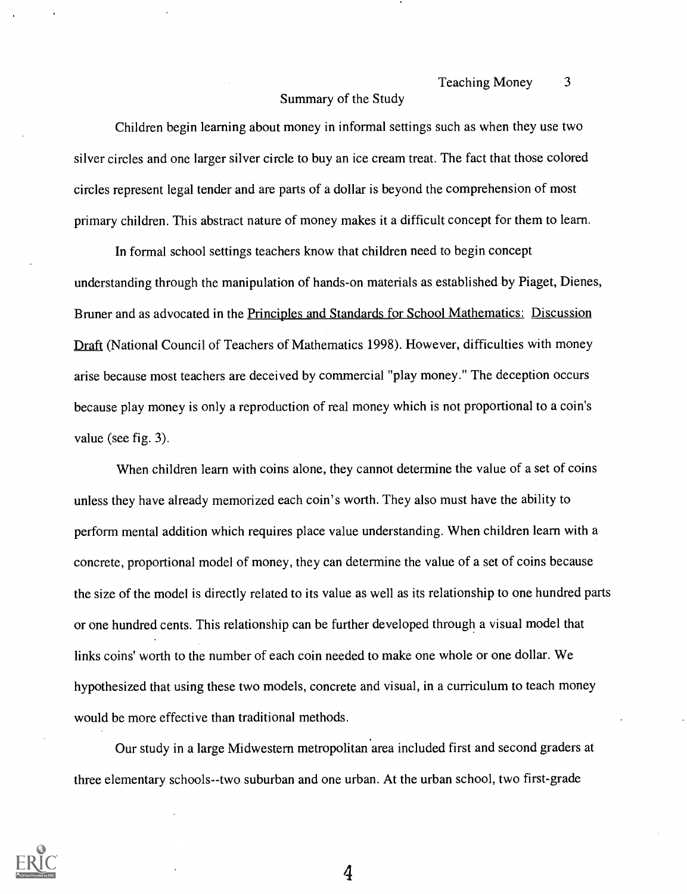## Summary of the Study

Children begin learning about money in informal settings such as when they use two silver circles and one larger silver circle to buy an ice cream treat. The fact that those colored circles represent legal tender and are parts of a dollar is beyond the comprehension of most primary children. This abstract nature of money makes it a difficult concept for them to learn.

In formal school settings teachers know that children need to begin concept understanding through the manipulation of hands-on materials as established by Piaget, Dienes, Bruner and as advocated in the Principles and Standards for School Mathematics: Discussion Draft (National Council of Teachers of Mathematics 1998). However, difficulties with money arise because most teachers are deceived by commercial "play money." The deception occurs because play money is only a reproduction of real money which is not proportional to a coin's value (see fig. 3).

When children learn with coins alone, they cannot determine the value of a set of coins unless they have already memorized each coin's worth. They also must have the ability to perform mental addition which requires place value understanding. When children learn with a concrete, proportional model of money, they can determine the value of a set of coins because the size of the model is directly related to its value as well as its relationship to one hundred parts or one hundred cents. This relationship can be further developed through a visual model that links coins' worth to the number of each coin needed to make one whole or one dollar. We hypothesized that using these two models, concrete and visual, in a curriculum to teach money would be more effective than traditional methods.

Our study in a large Midwestern metropolitan area included first and second graders at three elementary schools--two suburban and one urban. At the urban school, two first-grade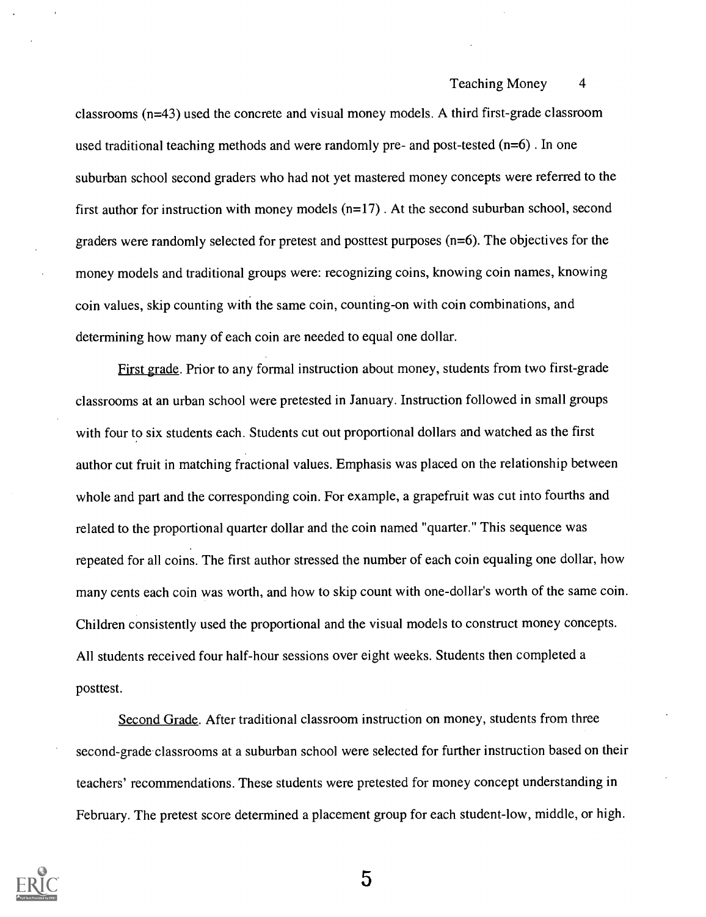classrooms (n=43) used the concrete and visual money models. A third first-grade classroom used traditional teaching methods and were randomly pre- and post-tested (n=6) . In one suburban school second graders who had not yet mastered money concepts were referred to the first author for instruction with money models (n=17) . At the second suburban school, second graders were randomly selected for pretest and posttest purposes (n=6). The objectives for the money models and traditional groups were: recognizing coins, knowing coin names, knowing coin values, skip counting with the same coin, counting-on with coin combinations, and determining how many of each coin are needed to equal one dollar.

First grade. Prior to any formal instruction about money, students from two first-grade classrooms at an urban school were pretested in January. Instruction followed in small groups with four to six students each. Students cut out proportional dollars and watched as the first author cut fruit in matching fractional values. Emphasis was placed on the relationship between whole and part and the corresponding coin. For example, a grapefruit was cut into fourths and related to the proportional quarter dollar and the coin named "quarter." This sequence was repeated for all coins. The first author stressed the number of each coin equaling one dollar, how many cents each coin was worth, and how to skip count with one-dollar's worth of the same coin. Children consistently used the proportional and the visual models to construct money concepts. All students received four half-hour sessions over eight weeks. Students then completed a posttest.

Second Grade. After traditional classroom instruction on money, students from three second-grade classrooms at a suburban school were selected for further instruction based on their teachers' recommendations. These students were pretested for money concept understanding in February. The pretest score determined a placement group for each student-low, middle, or high.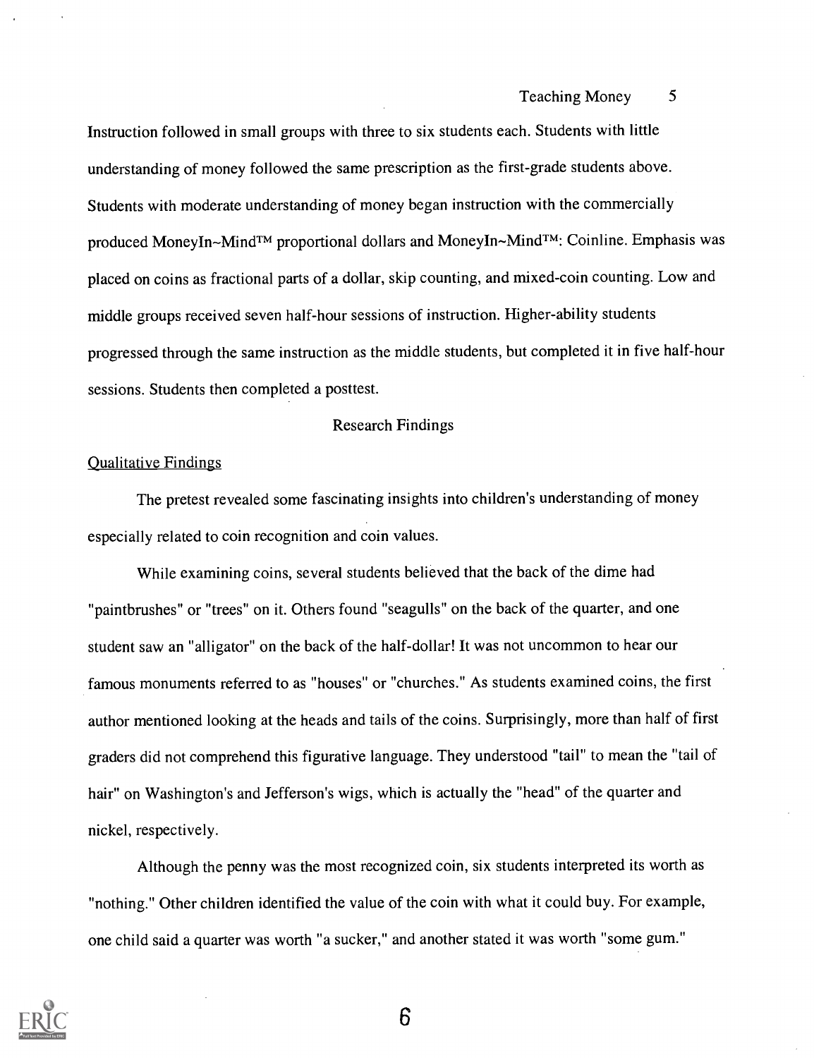Instruction followed in small groups with three to six students each. Students with little understanding of money followed the same prescription as the first-grade students above. Students with moderate understanding of money began instruction with the commercially produced MoneyIn~Mind™ proportional dollars and MoneyIn~Mind™: Coinline. Emphasis was placed on coins as fractional parts of a dollar, skip counting, and mixed-coin counting. Low and middle groups received seven half-hour sessions of instruction. Higher-ability students progressed through the same instruction as the middle students, but completed it in five half-hour sessions. Students then completed a posttest.

## Research Findings

### Qualitative Findings

The pretest revealed some fascinating insights into children's understanding of money especially related to coin recognition and coin values.

While examining coins, several students believed that the back of the dime had "paintbrushes" or "trees" on it. Others found "seagulls" on the back of the quarter, and one student saw an "alligator" on the back of the half-dollar! It was not uncommon to hear our famous monuments referred to as "houses" or "churches." As students examined coins, the first author mentioned looking at the heads and tails of the coins. Surprisingly, more than half of first graders did not comprehend this figurative language. They understood "tail" to mean the "tail of hair" on Washington's and Jefferson's wigs, which is actually the "head" of the quarter and nickel, respectively.

Although the penny was the most recognized coin, six students interpreted its worth as "nothing." Other children identified the value of the coin with what it could buy. For example, one child said a quarter was worth "a sucker," and another stated it was worth "some gum."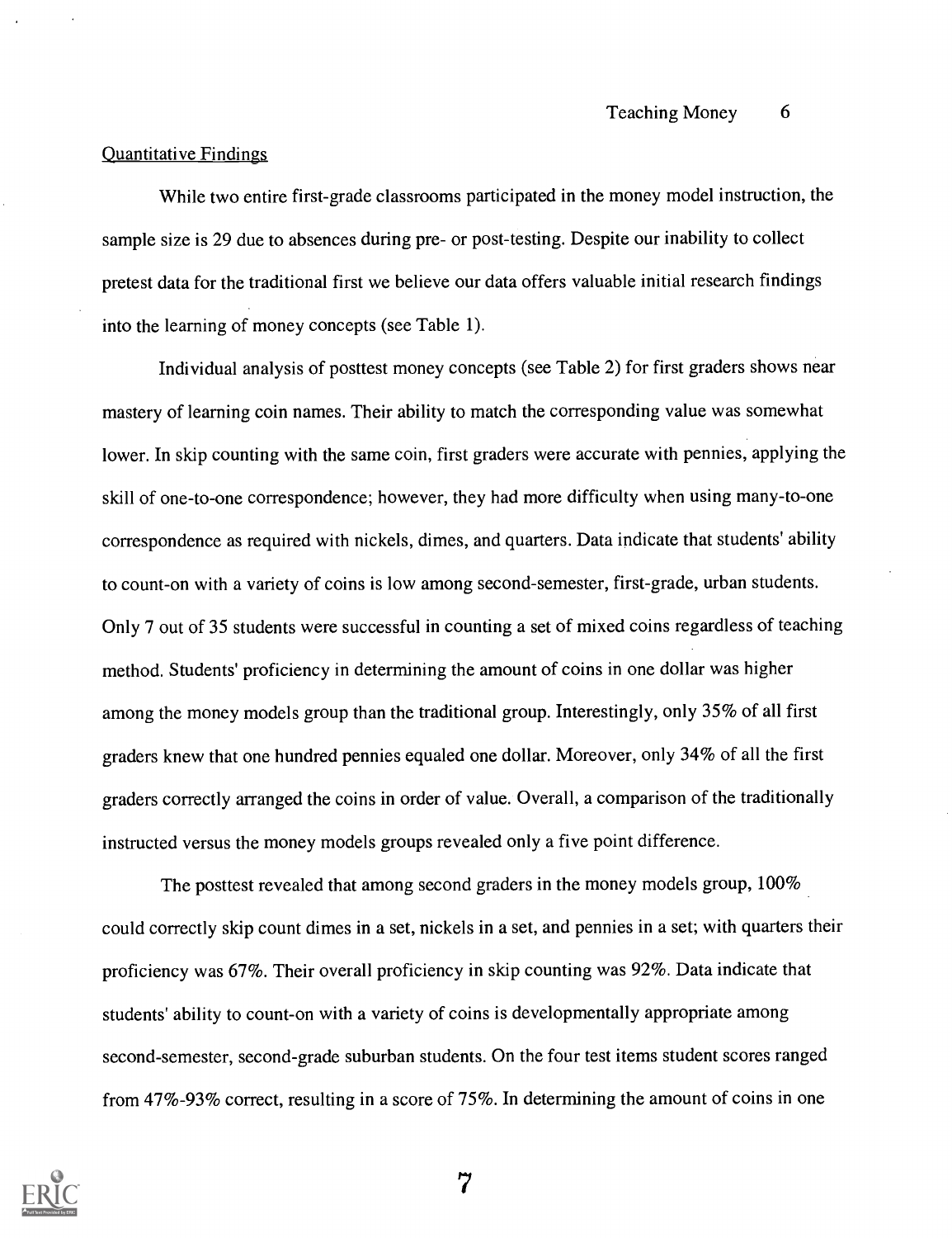## Quantitative Findings

While two entire first-grade classrooms participated in the money model instruction, the sample size is 29 due to absences during pre- or post-testing. Despite our inability to collect pretest data for the traditional first we believe our data offers valuable initial research findings into the learning of money concepts (see Table 1).

Individual analysis of posttest money concepts (see Table 2) for first graders shows near mastery of learning coin names. Their ability to match the corresponding value was somewhat lower. In skip counting with the same coin, first graders were accurate with pennies, applying the skill of one-to-one correspondence; however, they had more difficulty when using many-to-one correspondence as required with nickels, dimes, and quarters. Data indicate that students' ability to count-on with a variety of coins is low among second-semester, first-grade, urban students. Only 7 out of 35 students were successful in counting a set of mixed coins regardless of teaching method. Students' proficiency in determining the amount of coins in one dollar was higher among the money models group than the traditional group. Interestingly, only 35% of all first graders knew that one hundred pennies equaled one dollar. Moreover, only 34% of all the first graders correctly arranged the coins in order of value. Overall, a comparison of the traditionally instructed versus the money models groups revealed only a five point difference.

The posttest revealed that among second graders in the money models group, 100% could correctly skip count dimes in a set, nickels in a set, and pennies in a set; with quarters their proficiency was 67%. Their overall proficiency in skip counting was 92%. Data indicate that students' ability to count-on with a variety of coins is developmentally appropriate among second-semester, second-grade suburban students. On the four test items student scores ranged from 47%-93% correct, resulting in a score of 75%. In determining the amount of coins in one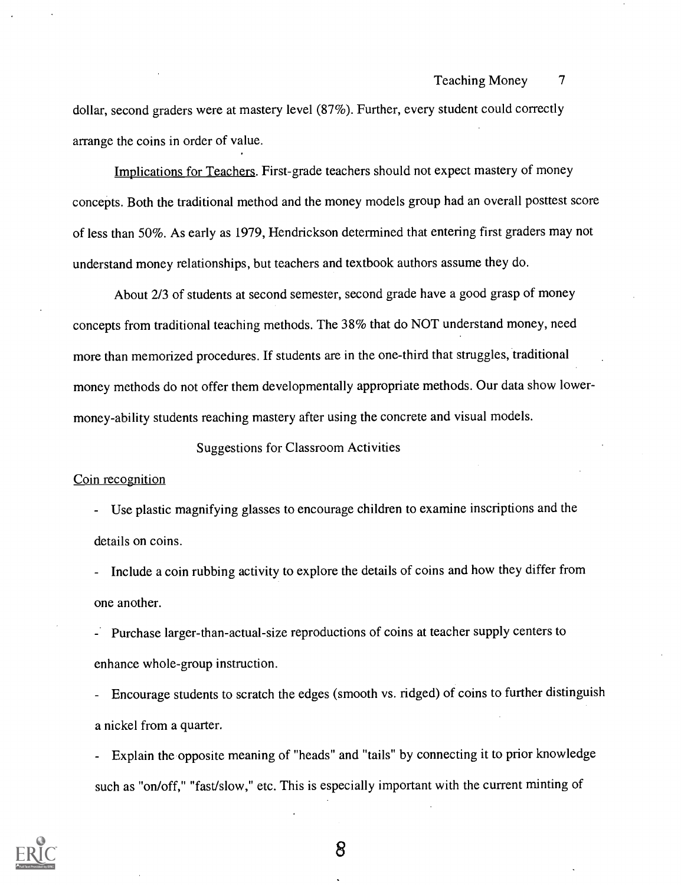dollar, second graders were at mastery level (87%). Further, every student could correctly arrange the coins in order of value.

<u>Implications for Teachers</u>. First-grade teachers should not expect mastery of money concepts. Both the traditional method and the money models group had an overall posttest score of less than 50%. As early as 1979, Hendrickson determined that entering first graders may not understand money relationships, but teachers and textbook authors assume they do.

About 2/3 of students at second semester, second grade have a good grasp of money concepts from traditional teaching methods. The 38% that do NOT understand money, need more than memorized procedures. If students are in the one-third that struggles, traditional money methods do not offer them developmentally appropriate methods. Our data show lower-money-ability students reaching mastery after using the concrete and visual models.

## Suggestions for Classroom Activities

<u>Coin recognition</u>

- Use plastic magnifying glasses to encourage children to examine inscriptions and the details on coins.
- Include a coin rubbing activity to explore the details of coins and how they differ from one another.
- Purchase larger-than-actual-size reproductions of coins at teacher supply centers to enhance whole-group instruction.
- Encourage students to scratch the edges (smooth vs. ridged) of coins to further distinguish a nickel from a quarter.
- Explain the opposite meaning of "heads" and "tails" by connecting it to prior knowledge such as "on/off," "fast/slow," etc. This is especially important with the current minting of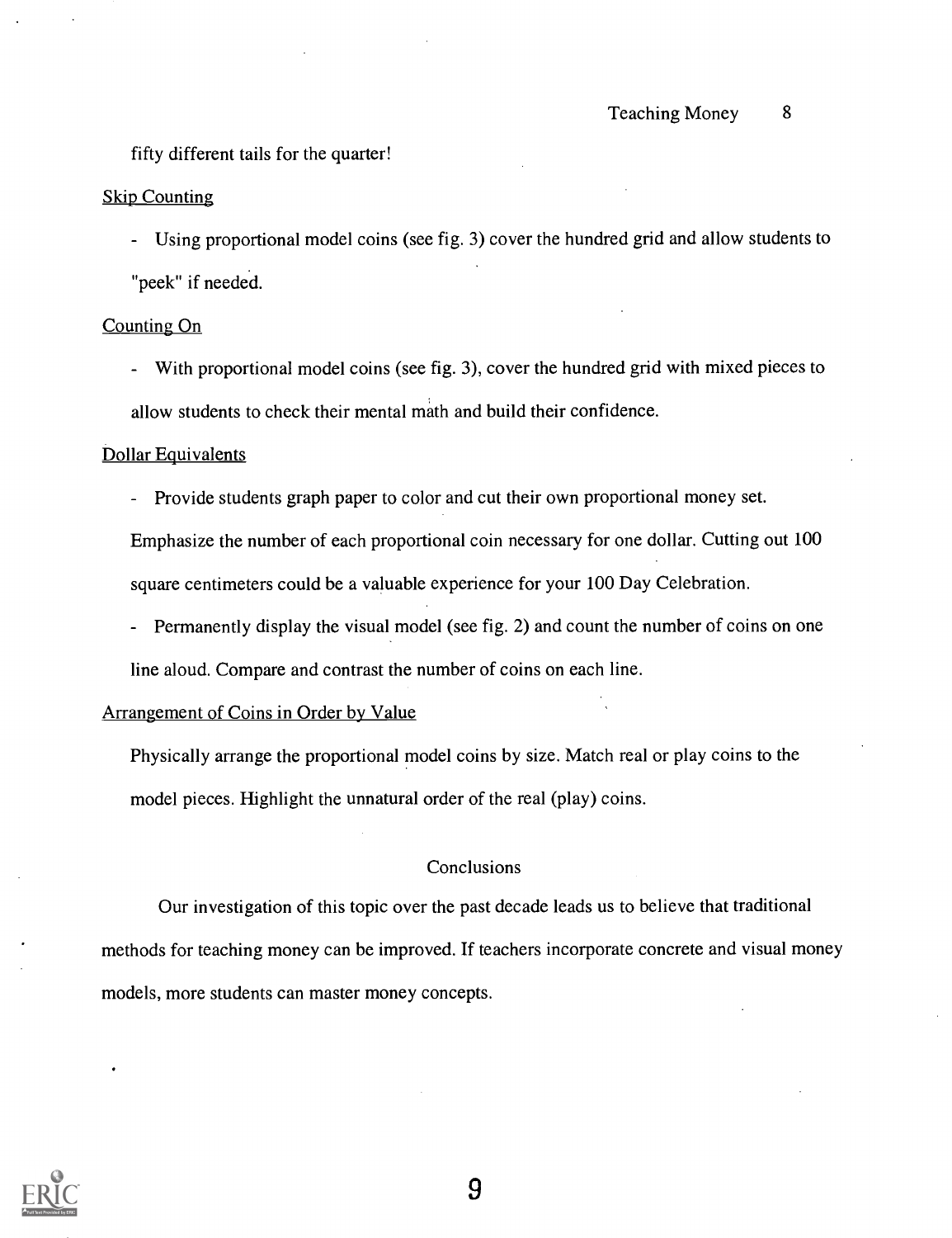fifty different tails for the quarter!

Skip Counting

- Using proportional model coins (see fig. 3) cover the hundred grid and allow students to "peek" if needed.

Counting On

- With proportional model coins (see fig. 3), cover the hundred grid with mixed pieces to allow students to check their mental math and build their confidence.

Dollar Equivalents

- Provide students graph paper to color and cut their own proportional money set. Emphasize the number of each proportional coin necessary for one dollar. Cutting out 100 square centimeters could be a valuable experience for your 100 Day Celebration.
- Permanently display the visual model (see fig. 2) and count the number of coins on one line aloud. Compare and contrast the number of coins on each line.

Arrangement of Coins in Order by Value

Physically arrange the proportional model coins by size. Match real or play coins to the model pieces. Highlight the unnatural order of the real (play) coins.

## Conclusions

Our investigation of this topic over the past decade leads us to believe that traditional methods for teaching money can be improved. If teachers incorporate concrete and visual money models, more students can master money concepts.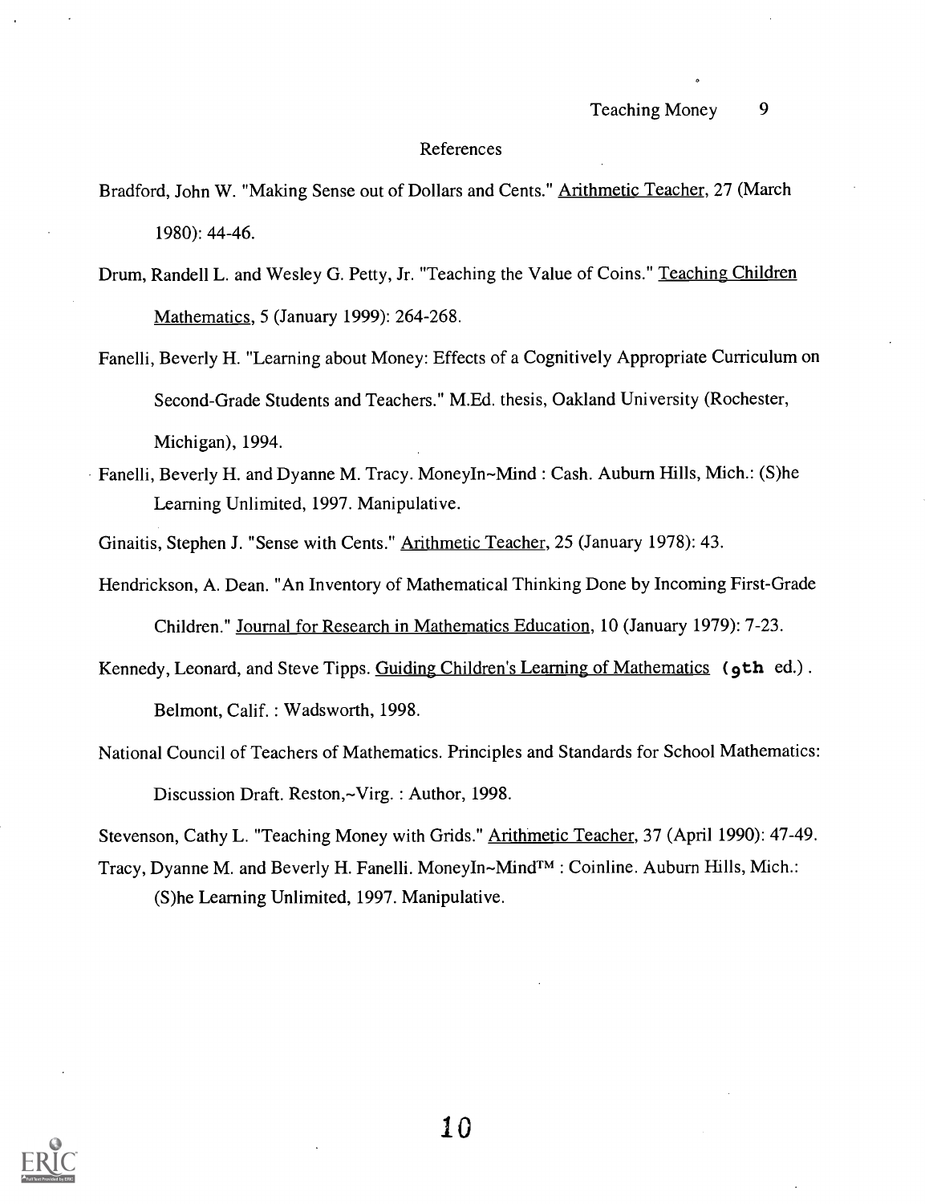## References

Bradford, John W. "Making Sense out of Dollars and Cents." Arithmetic Teacher, 27 (March 1980): 44-46.

Drum, Randell L. and Wesley G. Petty, Jr. "Teaching the Value of Coins." Teaching Children Mathematics, 5 (January 1999): 264-268.

Fanelli, Beverly H. "Learning about Money: Effects of a Cognitively Appropriate Curriculum on Second-Grade Students and Teachers." M.Ed. thesis, Oakland University (Rochester, Michigan), 1994.

Fanelli, Beverly H. and Dyanne M. Tracy. MoneyIn~Mind : Cash. Auburn Hills, Mich.: (S)he Learning Unlimited, 1997. Manipulative.

Ginaitis, Stephen J. "Sense with Cents." Arithmetic Teacher, 25 (January 1978): 43.

Hendrickson, A. Dean. "An Inventory of Mathematical Thinking Done by Incoming First-Grade Children." Journal for Research in Mathematics Education, 10 (January 1979): 7-23.

Kennedy, Leonard, and Steve Tipps. Guiding Children's Learning of Mathematics (9th ed.). Belmont, Calif. : Wadsworth, 1998.

National Council of Teachers of Mathematics. Principles and Standards for School Mathematics: Discussion Draft. Reston,~Virg. : Author, 1998.

Stevenson, Cathy L. "Teaching Money with Grids." Arithmetic Teacher, 37 (April 1990): 47-49.

Tracy, Dyanne M. and Beverly H. Fanelli. MoneyIn~Mind™ : Coinline. Auburn Hills, Mich.: (S)he Learning Unlimited, 1997. Manipulative.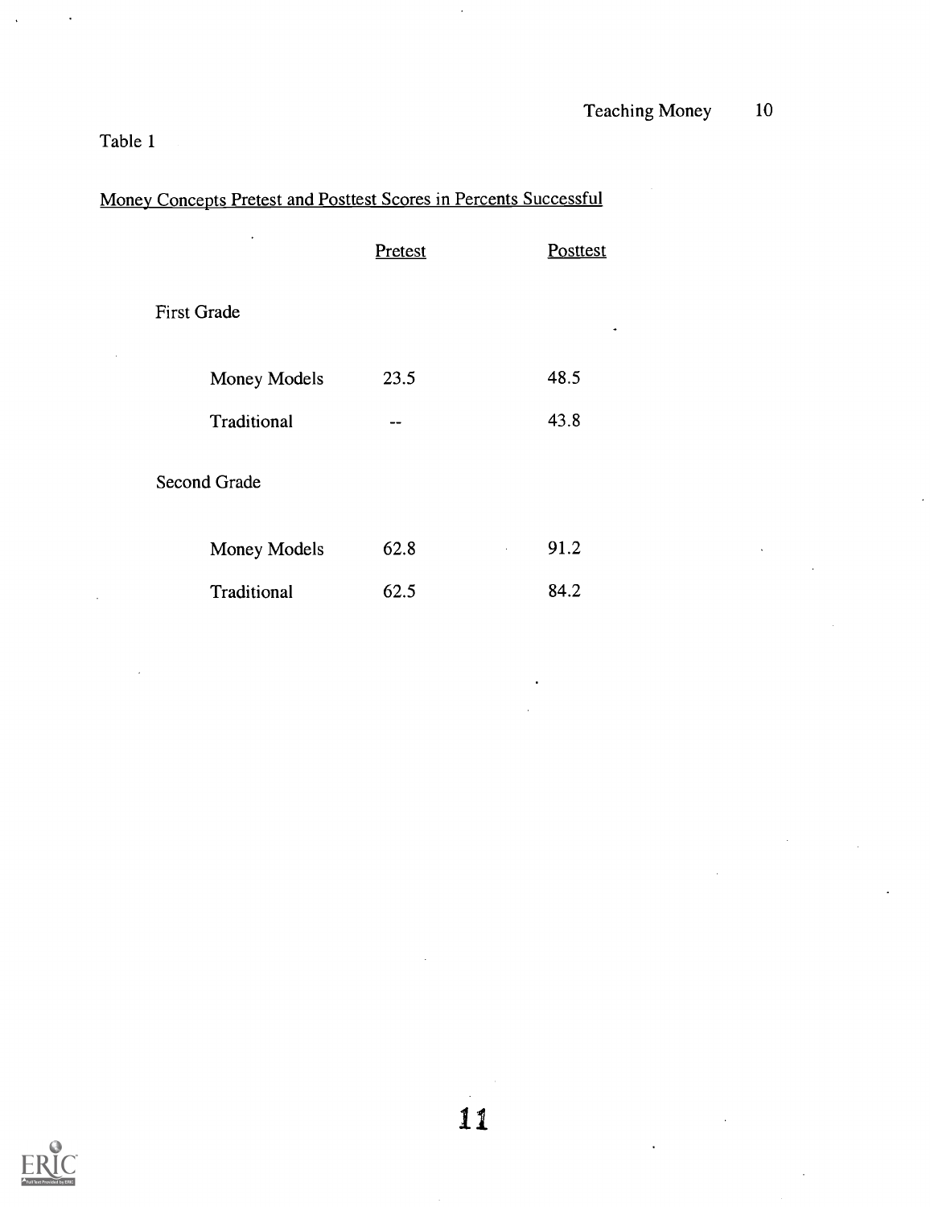Table 1

Money Concepts Pretest and Posttest Scores in Percents Successful

| | Pretest | Posttest |
|---|---|---|
| **First Grade** | | |
| Money Models | 23.5 | 48.5 |
| Traditional | -- | 43.8 |
| **Second Grade** | | |
| Money Models | 62.8 | 91.2 |
| Traditional | 62.5 | 84.2 |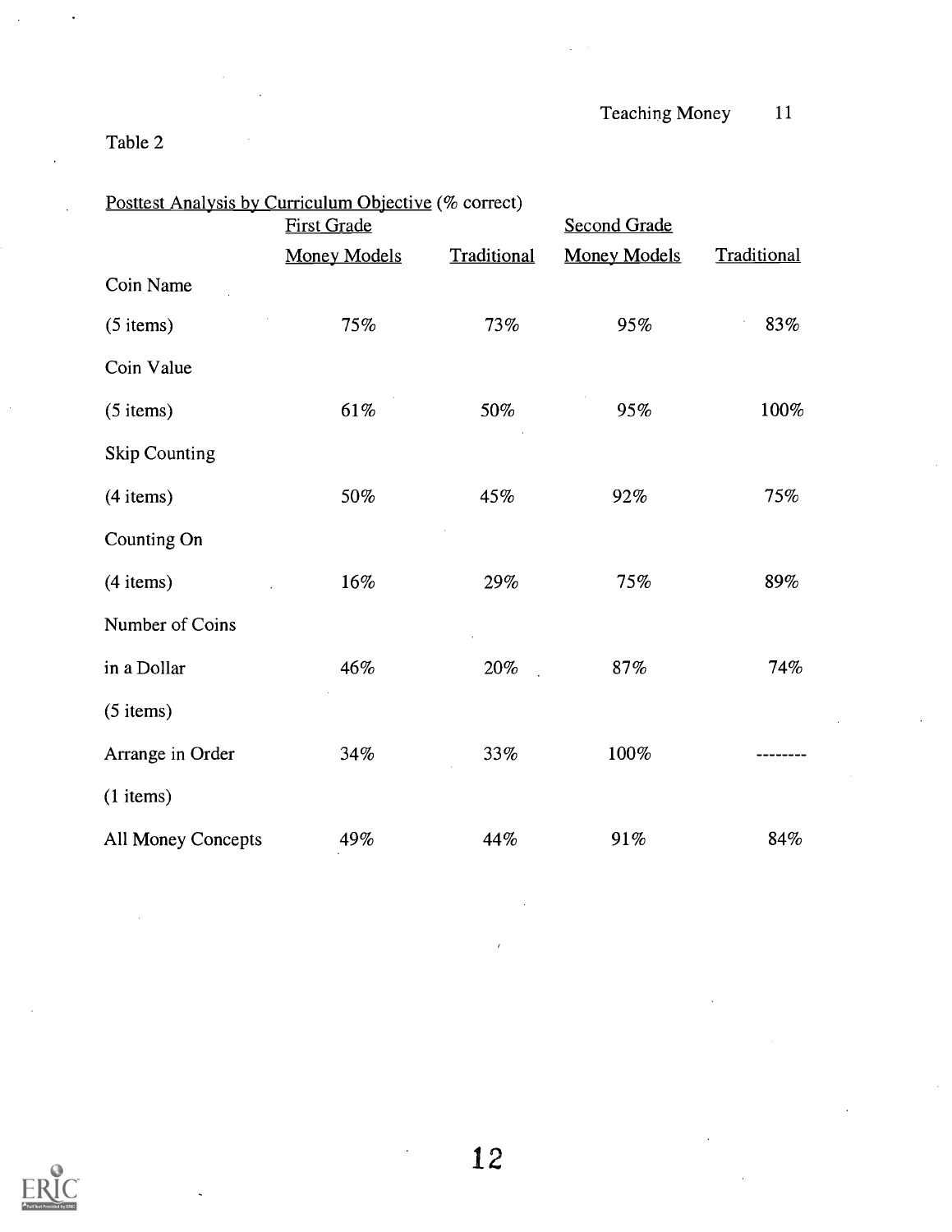Table 2

Posttest Analysis by Curriculum Objective (% correct)

| | First Grade | | Second Grade | |
|---|---|---|---|---|
| | Money Models | Traditional | Money Models | Traditional |
| Coin Name (5 items) | 75% | 73% | 95% | 83% |
| Coin Value (5 items) | 61% | 50% | 95% | 100% |
| Skip Counting (4 items) | 50% | 45% | 92% | 75% |
| Counting On (4 items) | 16% | 29% | 75% | 89% |
| Number of Coins in a Dollar (5 items) | 46% | 20% | 87% | 74% |
| Arrange in Order (1 items) | 34% | 33% | 100% | -------- |
| All Money Concepts | 49% | 44% | 91% | 84% |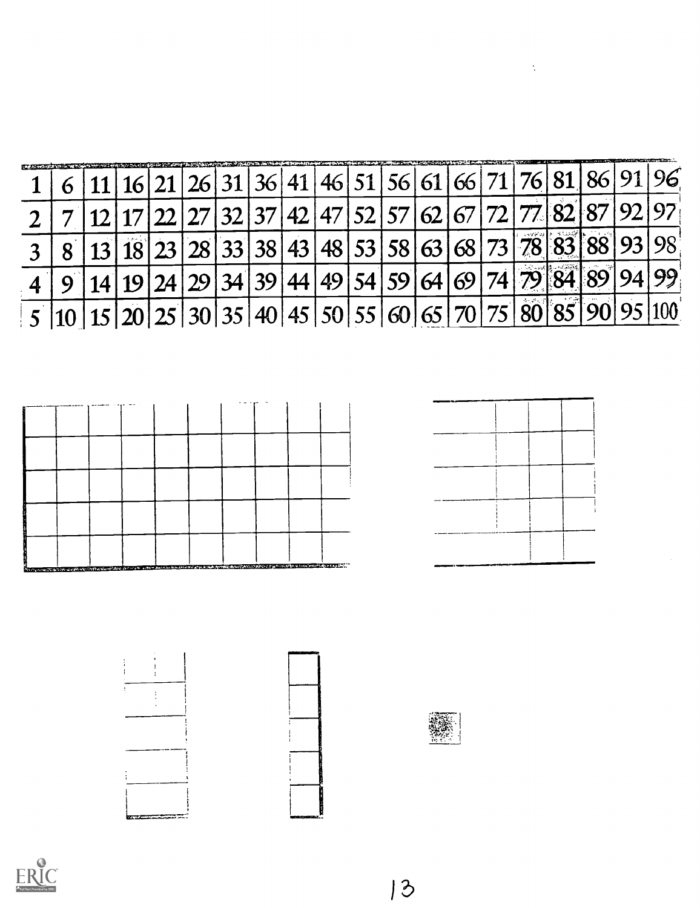| 1 | 6 | 11 | 16 | 21 | 26 | 31 | 36 | 41 | 46 | 51 | 56 | 61 | 66 | 71 | 76 | 81 | 86 | 91 | 96 |
|---|---|---|---|---|---|---|---|---|---|---|---|---|---|---|---|---|---|---|---|
| 2 | 7 | 12 | 17 | 22 | 27 | 32 | 37 | 42 | 47 | 52 | 57 | 62 | 67 | 72 | 77 | 82 | 87 | 92 | 97 |
| 3 | 8 | 13 | 18 | 23 | 28 | 33 | 38 | 43 | 48 | 53 | 58 | 63 | 68 | 73 | 78 | 83 | 88 | 93 | 98 |
| 4 | 9 | 14 | 19 | 24 | 29 | 34 | 39 | 44 | 49 | 54 | 59 | 64 | 69 | 74 | 79 | 84 | 89 | 94 | 99 |
| 5 | 10 | 15 | 20 | 25 | 30 | 35 | 40 | 45 | 50 | 55 | 60 | 65 | 70 | 75 | 80 | 85 | 90 | 95 | 100 |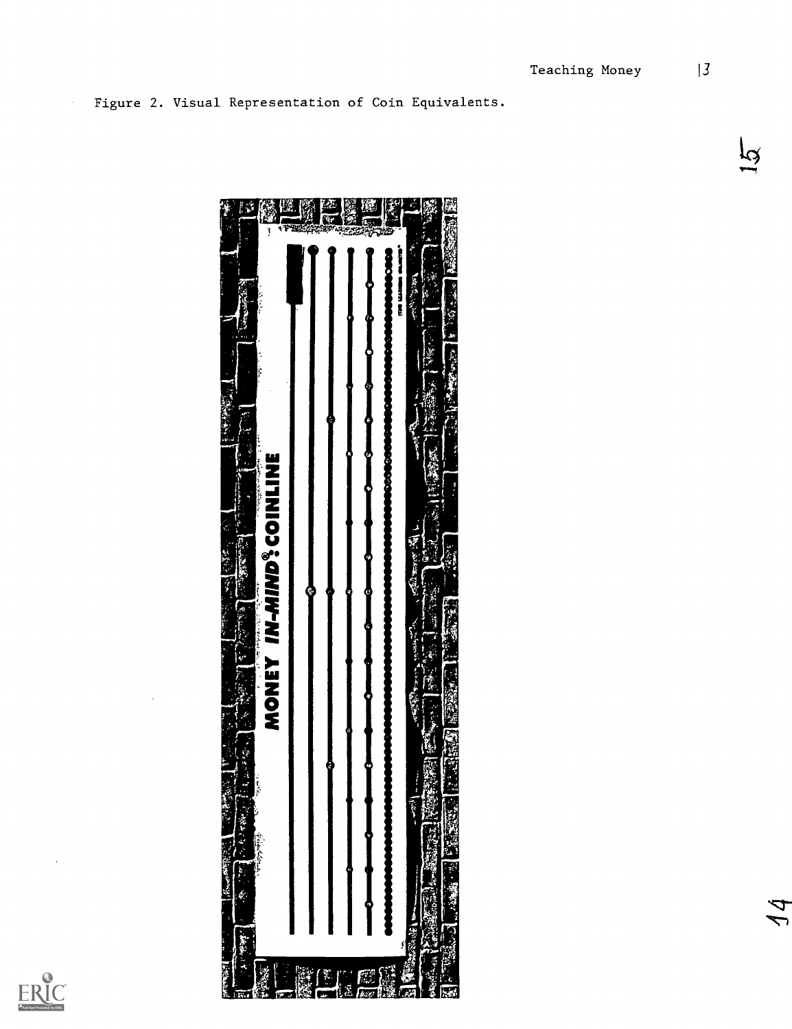Figure 2. Visual Representation of Coin Equivalents.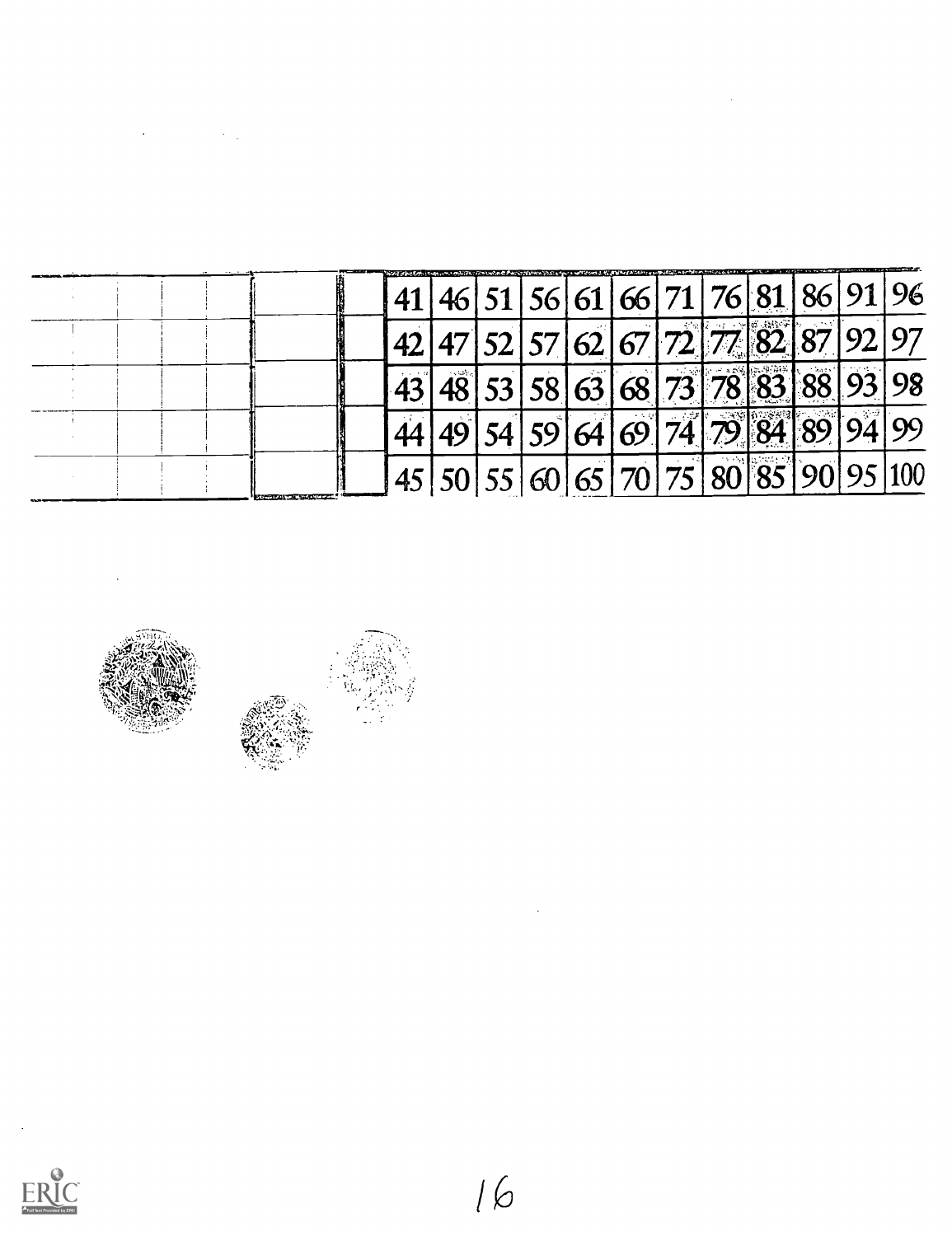| | | | | | | | | | | | |
|---|---|---|---|---|---|---|---|---|---|---|---|
| 41 | 46 | 51 | 56 | 61 | 66 | 71 | 76 | 81 | 86 | 91 | 96 |
| 42 | 47 | 52 | 57 | 62 | 67 | 72 | 77 | 82 | 87 | 92 | 97 |
| 43 | 48 | 53 | 58 | 63 | 68 | 73 | 78 | 83 | 88 | 93 | 98 |
| 44 | 49 | 54 | 59 | 64 | 69 | 74 | 79 | 84 | 89 | 94 | 99 |
| 45 | 50 | 55 | 60 | 65 | 70 | 75 | 80 | 85 | 90 | 95 | 100 |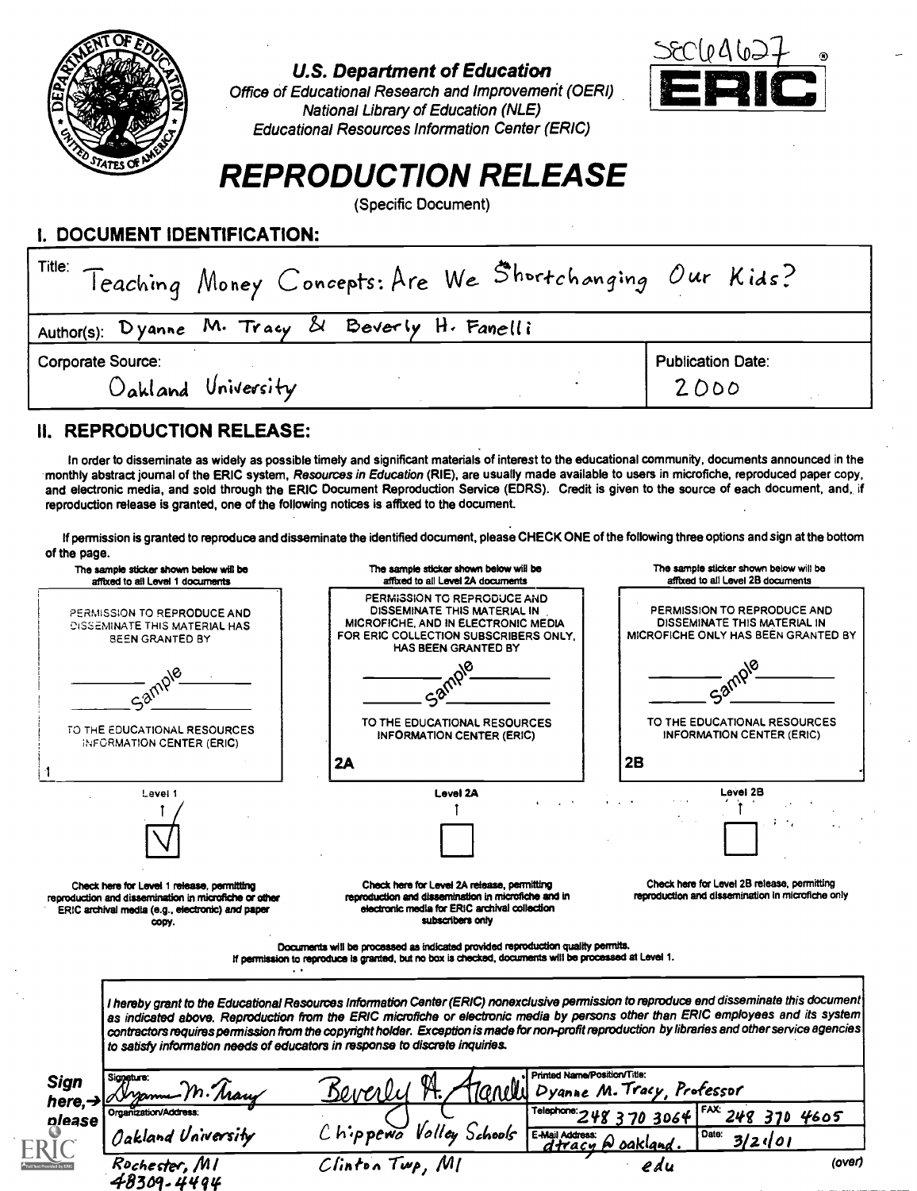U.S. Department of Education
Office of Educational Research and Improvement (OERI)
National Library of Education (NLE)
Educational Resources Information Center (ERIC)

SE064627

ERIC

# REPRODUCTION RELEASE

(Specific Document)

## I. DOCUMENT IDENTIFICATION:

Title: Teaching Money Concepts: Are We Shortchanging Our Kids?

Author(s): Dyanne M. Tracy & Beverly H. Fanelli

Corporate Source: Oakland University

Publication Date: 2000

## II. REPRODUCTION RELEASE:

In order to disseminate as widely as possible timely and significant materials of interest to the educational community, documents announced in the monthly abstract journal of the ERIC system, *Resources in Education* (RIE), are usually made available to users in microfiche, reproduced paper copy, and electronic media, and sold through the ERIC Document Reproduction Service (EDRS). Credit is given to the source of each document, and, if reproduction release is granted, one of the following notices is affixed to the document.

If permission is granted to reproduce and disseminate the identified document, please CHECK ONE of the following three options and sign at the bottom of the page.

| The sample sticker shown below will be affixed to all Level 1 documents | The sample sticker shown below will be affixed to all Level 2A documents | The sample sticker shown below will be affixed to all Level 2B documents |
|---|---|---|
| PERMISSION TO REPRODUCE AND DISSEMINATE THIS MATERIAL HAS BEEN GRANTED BY Sample TO THE EDUCATIONAL RESOURCES INFORMATION CENTER (ERIC) | PERMISSION TO REPRODUCE AND DISSEMINATE THIS MATERIAL IN MICROFICHE, AND IN ELECTRONIC MEDIA FOR ERIC COLLECTION SUBSCRIBERS ONLY, HAS BEEN GRANTED BY Sample TO THE EDUCATIONAL RESOURCES INFORMATION CENTER (ERIC) | PERMISSION TO REPRODUCE AND DISSEMINATE THIS MATERIAL IN MICROFICHE ONLY HAS BEEN GRANTED BY Sample TO THE EDUCATIONAL RESOURCES INFORMATION CENTER (ERIC) |
| 1 | 2A | 2B |
| Level 1 | Level 2A | Level 2B |
| ☑ | ☐ | ☐ |
| Check here for Level 1 release, permitting reproduction and dissemination in microfiche or other ERIC archival media (e.g., electronic) *and* paper copy. | Check here for Level 2A release, permitting reproduction and dissemination in microfiche and in electronic media for ERIC archival collection subscribers only | Check here for Level 2B release, permitting reproduction and dissemination in microfiche only |

Documents will be processed as indicated provided reproduction quality permits.
If permission to reproduce is granted, but no box is checked, documents will be processed at Level 1.

*I hereby grant to the Educational Resources Information Center (ERIC) nonexclusive permission to reproduce and disseminate this document as indicated above. Reproduction from the ERIC microfiche or electronic media by persons other than ERIC employees and its system contractors requires permission from the copyright holder. Exception is made for non-profit reproduction by libraries and other service agencies to satisfy information needs of educators in response to discrete inquiries.*

Sign here, → please

Signature: Dyanne M. Tracy    Beverly H. Fanelli

Printed Name/Position/Title: Dyanne M. Tracy, Professor

Organization/Address: Oakland University, Rochester, MI 48309-4494    Chippewa Valley Schools, Clinton Twp, MI

Telephone: 248 370 3064    FAX: 248 370 4605

E-Mail Address: dtracy@oakland.edu    Date: 3/21/01

(over)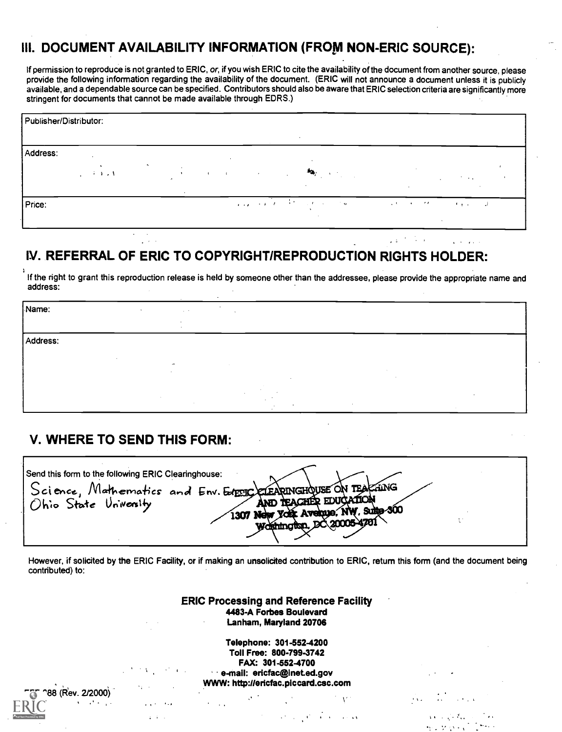## III. DOCUMENT AVAILABILITY INFORMATION (FROM NON-ERIC SOURCE):

If permission to reproduce is not granted to ERIC, *or*, if you wish ERIC to cite the availability of the document from another source, please provide the following information regarding the availability of the document. (ERIC will not announce a document unless it is publicly available, and a dependable source can be specified. Contributors should also be aware that ERIC selection criteria are significantly more stringent for documents that cannot be made available through EDRS.)

| | |
|---|---|
| Publisher/Distributor: | |
| Address: | |
| Price: | |

## IV. REFERRAL OF ERIC TO COPYRIGHT/REPRODUCTION RIGHTS HOLDER:

If the right to grant this reproduction release is held by someone other than the addressee, please provide the appropriate name and address:

| | |
|---|---|
| Name: | |
| Address: | |

## V. WHERE TO SEND THIS FORM:

Send this form to the following ERIC Clearinghouse:

Science, Mathematics and Env. Ed.
Ohio State University

~~ERIC CLEARINGHOUSE ON TEACHING AND TEACHER EDUCATION
1307 New York Avenue, NW, Suite 300
Washington, DC 20005-4701~~

However, if solicited by the ERIC Facility, or if making an unsolicited contribution to ERIC, return this form (and the document being contributed) to:

**ERIC Processing and Reference Facility**
**4483-A Forbes Boulevard**
**Lanham, Maryland 20706**

**Telephone: 301-552-4200**
**Toll Free: 800-799-3742**
**FAX: 301-552-4700**
**e-mail: ericfac@inet.ed.gov**
**WWW: http://ericfac.piccard.csc.com**

EFF-088 (Rev. 2/2000)